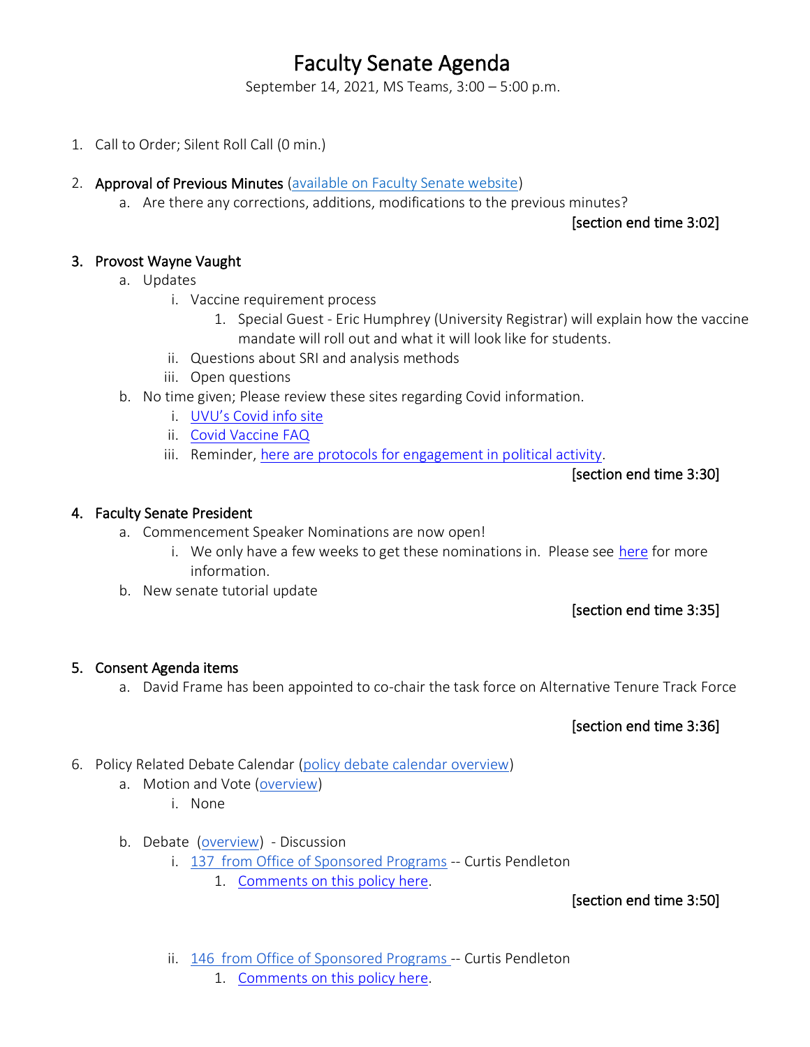# Faculty Senate Agenda

September 14, 2021, MS Teams, 3:00 – 5:00 p.m.

1. Call to Order; Silent Roll Call (0 min.)

2. **Approval of Previous Minutes** (available on Faculty Senate website)
   a. Are there any corrections, additions, modifications to the previous minutes?

   **[section end time 3:02]**

3. **Provost Wayne Vaught**
   a. Updates
      i. Vaccine requirement process
         1. Special Guest - Eric Humphrey (University Registrar) will explain how the vaccine mandate will roll out and what it will look like for students.
      ii. Questions about SRI and analysis methods
      iii. Open questions
   b. No time given; Please review these sites regarding Covid information.
      i. UVU's Covid info site
      ii. Covid Vaccine FAQ
      iii. Reminder, here are protocols for engagement in political activity.

   **[section end time 3:30]**

4. **Faculty Senate President**
   a. Commencement Speaker Nominations are now open!
      i. We only have a few weeks to get these nominations in. Please see here for more information.
   b. New senate tutorial update

   **[section end time 3:35]**

5. **Consent Agenda items**
   a. David Frame has been appointed to co-chair the task force on Alternative Tenure Track Force

   **[section end time 3:36]**

6. Policy Related Debate Calendar (policy debate calendar overview)
   a. Motion and Vote (overview)
      i. None
   b. Debate (overview) - Discussion
      i. 137 from Office of Sponsored Programs -- Curtis Pendleton
         1. Comments on this policy here.

   **[section end time 3:50]**

      ii. 146 from Office of Sponsored Programs -- Curtis Pendleton
         1. Comments on this policy here.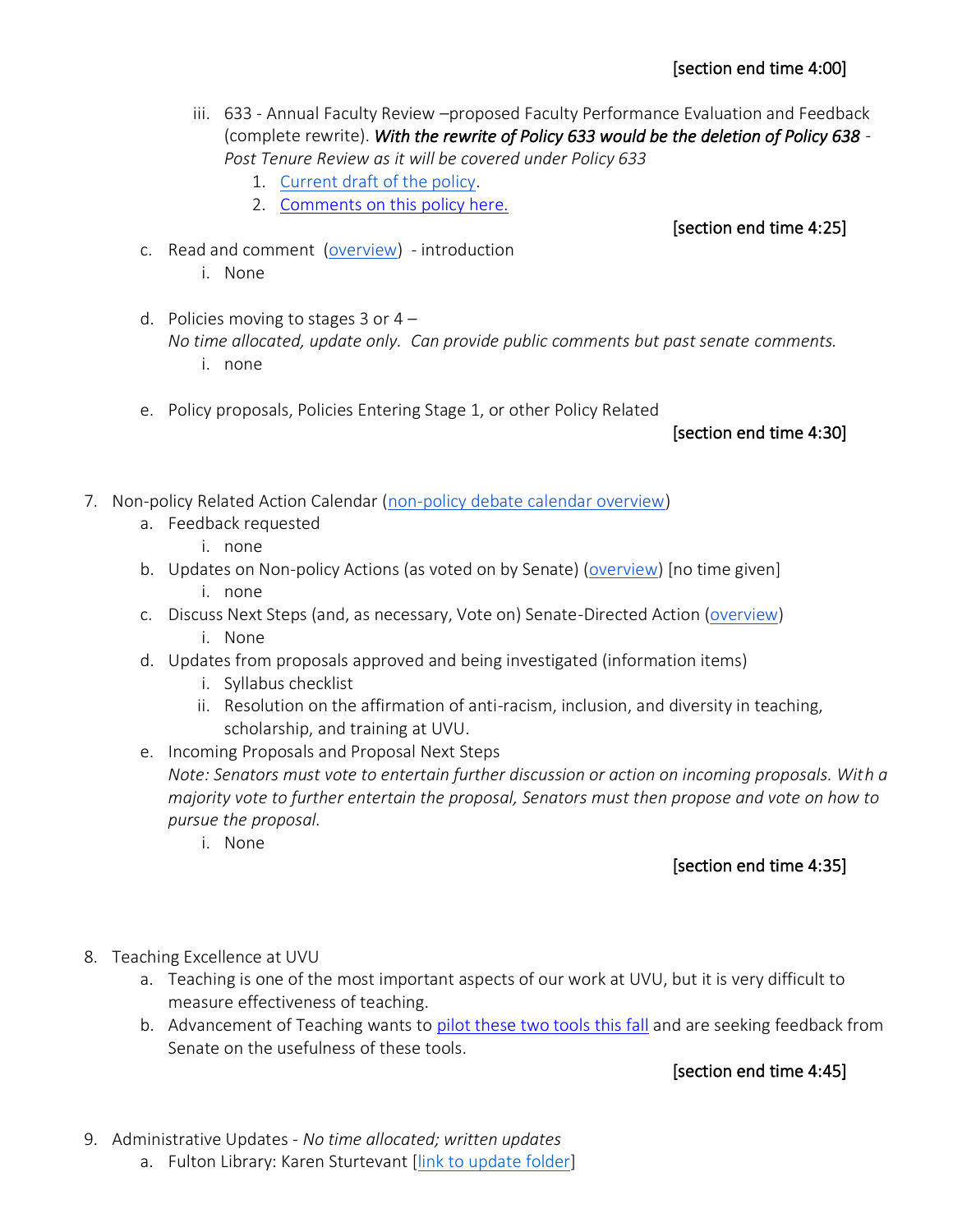[section end time 4:00]

iii. 633 - Annual Faculty Review –proposed Faculty Performance Evaluation and Feedback (complete rewrite). ***With the rewrite of Policy 633 would be the deletion of Policy 638*** *- Post Tenure Review as it will be covered under Policy 633*

1. [Current draft of the policy](#).
2. [Comments on this policy here.](#)

[section end time 4:25]

c. Read and comment ([overview](#)) - introduction
   i. None

d. Policies moving to stages 3 or 4 –
   *No time allocated, update only. Can provide public comments but past senate comments.*
   i. none

e. Policy proposals, Policies Entering Stage 1, or other Policy Related

[section end time 4:30]

7. Non-policy Related Action Calendar ([non-policy debate calendar overview](#))
   a. Feedback requested
      i. none
   b. Updates on Non-policy Actions (as voted on by Senate) ([overview](#)) [no time given]
      i. none
   c. Discuss Next Steps (and, as necessary, Vote on) Senate-Directed Action ([overview](#))
      i. None
   d. Updates from proposals approved and being investigated (information items)
      i. Syllabus checklist
      ii. Resolution on the affirmation of anti-racism, inclusion, and diversity in teaching, scholarship, and training at UVU.
   e. Incoming Proposals and Proposal Next Steps
      *Note: Senators must vote to entertain further discussion or action on incoming proposals. With a majority vote to further entertain the proposal, Senators must then propose and vote on how to pursue the proposal.*
      i. None

[section end time 4:35]

8. Teaching Excellence at UVU
   a. Teaching is one of the most important aspects of our work at UVU, but it is very difficult to measure effectiveness of teaching.
   b. Advancement of Teaching wants to [pilot these two tools this fall](#) and are seeking feedback from Senate on the usefulness of these tools.

[section end time 4:45]

9. Administrative Updates - *No time allocated; written updates*
   a. Fulton Library: Karen Sturtevant [[link to update folder](#)]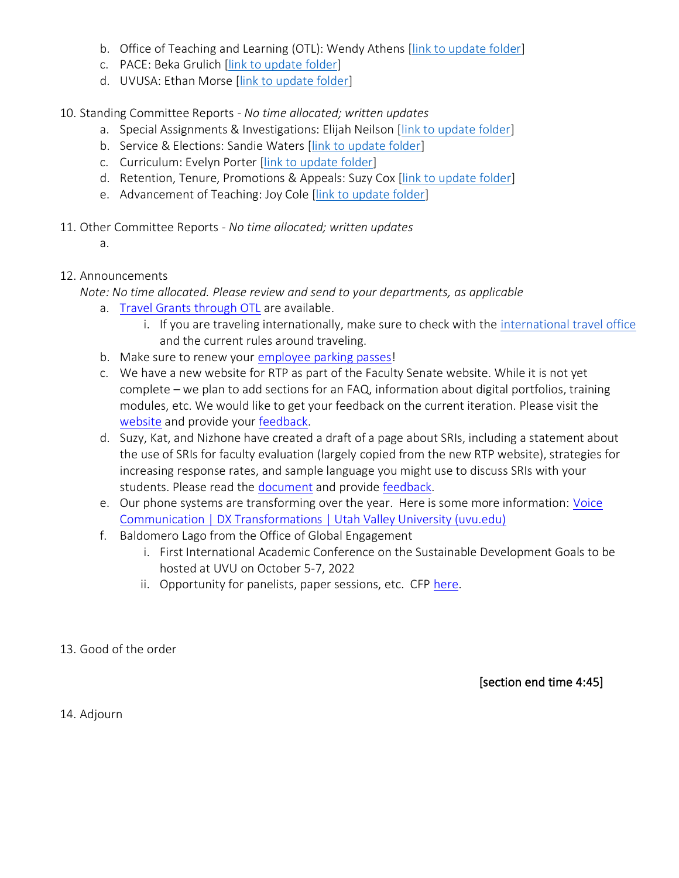b. Office of Teaching and Learning (OTL): Wendy Athens [link to update folder]
   c. PACE: Beka Grulich [link to update folder]
   d. UVUSA: Ethan Morse [link to update folder]

10. Standing Committee Reports - *No time allocated; written updates*
    a. Special Assignments & Investigations: Elijah Neilson [link to update folder]
    b. Service & Elections: Sandie Waters [link to update folder]
    c. Curriculum: Evelyn Porter [link to update folder]
    d. Retention, Tenure, Promotions & Appeals: Suzy Cox [link to update folder]
    e. Advancement of Teaching: Joy Cole [link to update folder]

11. Other Committee Reports - *No time allocated; written updates*
    a.

12. Announcements
    *Note: No time allocated. Please review and send to your departments, as applicable*
    a. Travel Grants through OTL are available.
       i. If you are traveling internationally, make sure to check with the international travel office and the current rules around traveling.
    b. Make sure to renew your employee parking passes!
    c. We have a new website for RTP as part of the Faculty Senate website. While it is not yet complete – we plan to add sections for an FAQ, information about digital portfolios, training modules, etc. We would like to get your feedback on the current iteration. Please visit the website and provide your feedback.
    d. Suzy, Kat, and Nizhone have created a draft of a page about SRIs, including a statement about the use of SRIs for faculty evaluation (largely copied from the new RTP website), strategies for increasing response rates, and sample language you might use to discuss SRIs with your students. Please read the document and provide feedback.
    e. Our phone systems are transforming over the year. Here is some more information: Voice Communication | DX Transformations | Utah Valley University (uvu.edu)
    f. Baldomero Lago from the Office of Global Engagement
       i. First International Academic Conference on the Sustainable Development Goals to be hosted at UVU on October 5-7, 2022
       ii. Opportunity for panelists, paper sessions, etc. CFP here.

13. Good of the order

**[section end time 4:45]**

14. Adjourn